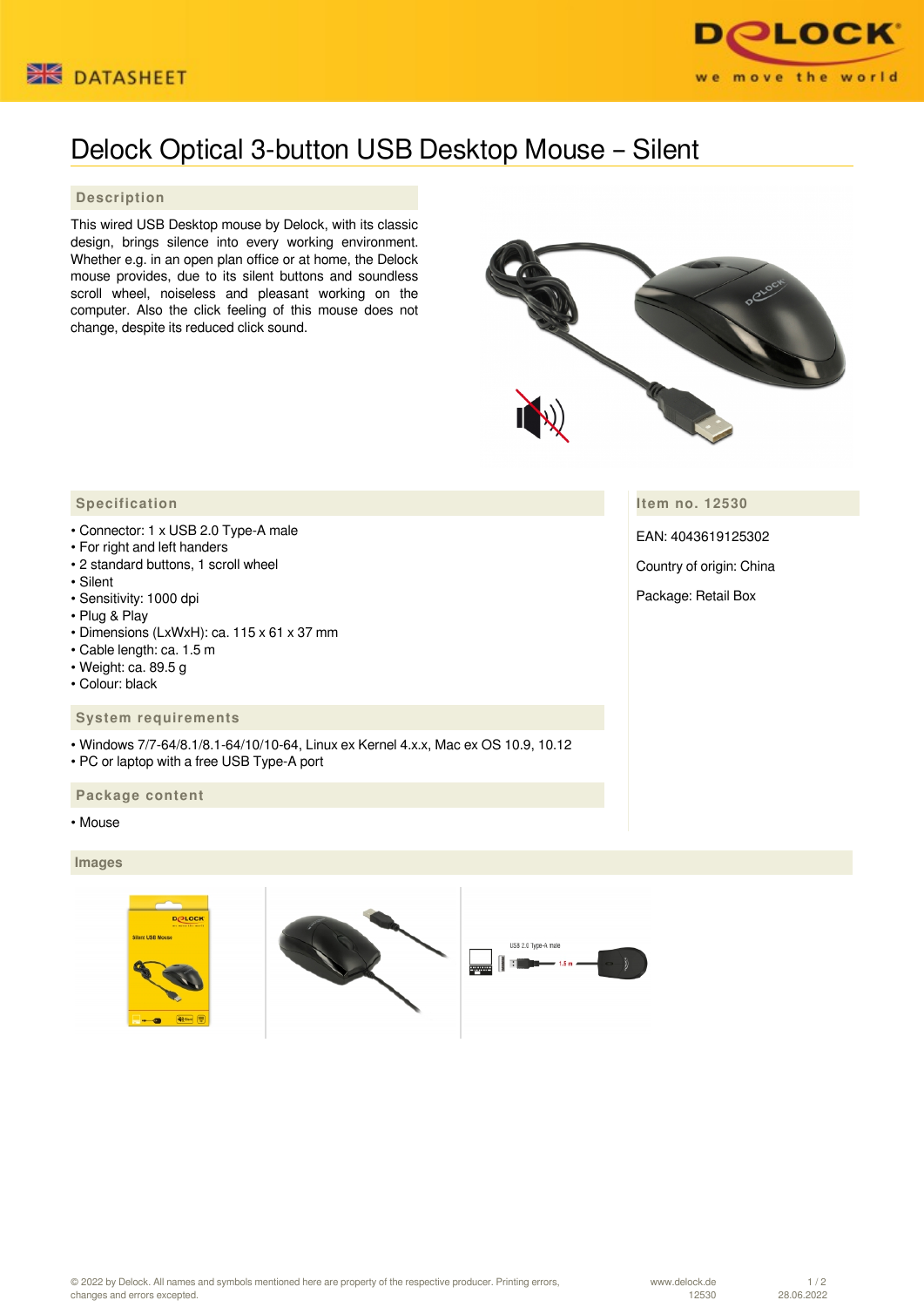DATASHEET

# Delock Optical 3-button USB Desktop Mouse – Silent

## Description

This wired USB Desktop mouse by Delock, with its classic design, brings silence into every working environment. Whether e.g. in an open plan office or at home, the Delock mouse provides, due to its silent buttons and soundless scroll wheel, noiseless and pleasant working on the computer. Also the click feeling of this mouse does not change, despite its reduced click sound.

## Specification

- Connector: 1 x USB 2.0 Type-A male
- For right and left handers
- 2 standard buttons, 1 scroll wheel
- Silent
- Sensitivity: 1000 dpi
- Plug & Play
- Dimensions (LxWxH): ca. 115 x 61 x 37 mm
- Cable length: ca. 1.5 m
- Weight: ca. 89.5 g
- Colour: black

## Item no. 12530

EAN: 4043619125302

Country of origin: China

Package: Retail Box

## System requirements

- Windows 7/7-64/8.1/8.1-64/10/10-64, Linux ex Kernel 4.x.x, Mac ex OS 10.9, 10.12
- PC or laptop with a free USB Type-A port

## Package content

- Mouse

## Images

© 2022 by Delock. All names and symbols mentioned here are property of the respective producer. Printing errors, changes and errors excepted.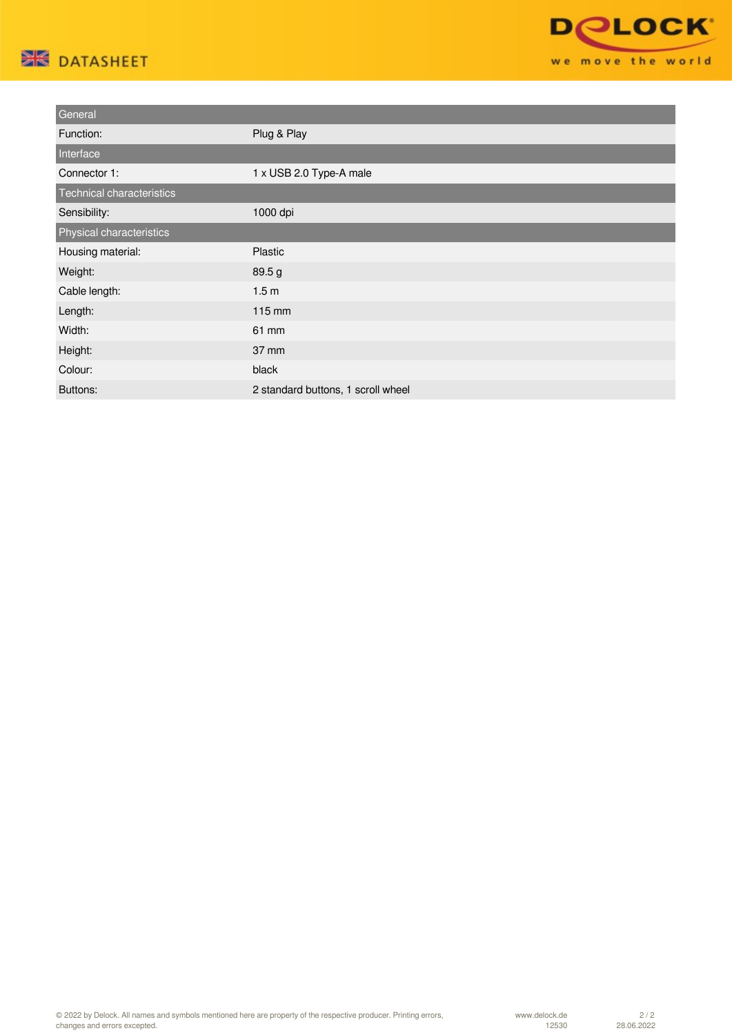| | |
|---|---|
| **General** | |
| Function: | Plug & Play |
| **Interface** | |
| Connector 1: | 1 x USB 2.0 Type-A male |
| **Technical characteristics** | |
| Sensibility: | 1000 dpi |
| **Physical characteristics** | |
| Housing material: | Plastic |
| Weight: | 89.5 g |
| Cable length: | 1.5 m |
| Length: | 115 mm |
| Width: | 61 mm |
| Height: | 37 mm |
| Colour: | black |
| Buttons: | 2 standard buttons, 1 scroll wheel |